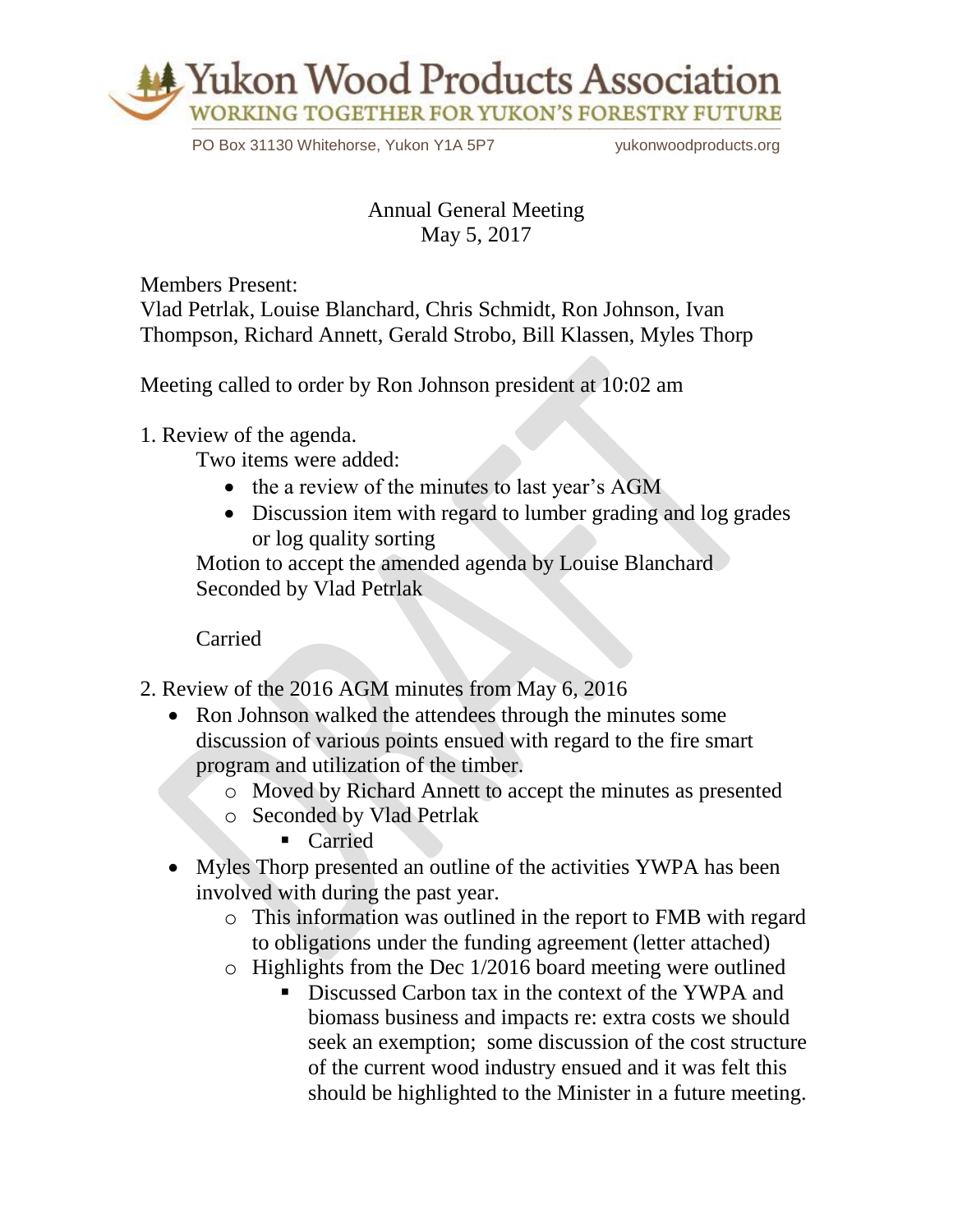# Yukon Wood Products Association

WORKING TOGETHER FOR YUKON'S FORESTRY FUTURE

PO Box 31130 Whitehorse, Yukon Y1A 5P7 yukonwoodproducts.org

## Annual General Meeting
May 5, 2017

Members Present:
Vlad Petrlak, Louise Blanchard, Chris Schmidt, Ron Johnson, Ivan Thompson, Richard Annett, Gerald Strobo, Bill Klassen, Myles Thorp

Meeting called to order by Ron Johnson president at 10:02 am

1. Review of the agenda.

   Two items were added:
   - the a review of the minutes to last year's AGM
   - Discussion item with regard to lumber grading and log grades or log quality sorting

   Motion to accept the amended agenda by Louise Blanchard
   Seconded by Vlad Petrlak

   Carried

2. Review of the 2016 AGM minutes from May 6, 2016
   - Ron Johnson walked the attendees through the minutes some discussion of various points ensued with regard to the fire smart program and utilization of the timber.
     - Moved by Richard Annett to accept the minutes as presented
     - Seconded by Vlad Petrlak
       - Carried
   - Myles Thorp presented an outline of the activities YWPA has been involved with during the past year.
     - This information was outlined in the report to FMB with regard to obligations under the funding agreement (letter attached)
     - Highlights from the Dec 1/2016 board meeting were outlined
       - Discussed Carbon tax in the context of the YWPA and biomass business and impacts re: extra costs we should seek an exemption; some discussion of the cost structure of the current wood industry ensued and it was felt this should be highlighted to the Minister in a future meeting.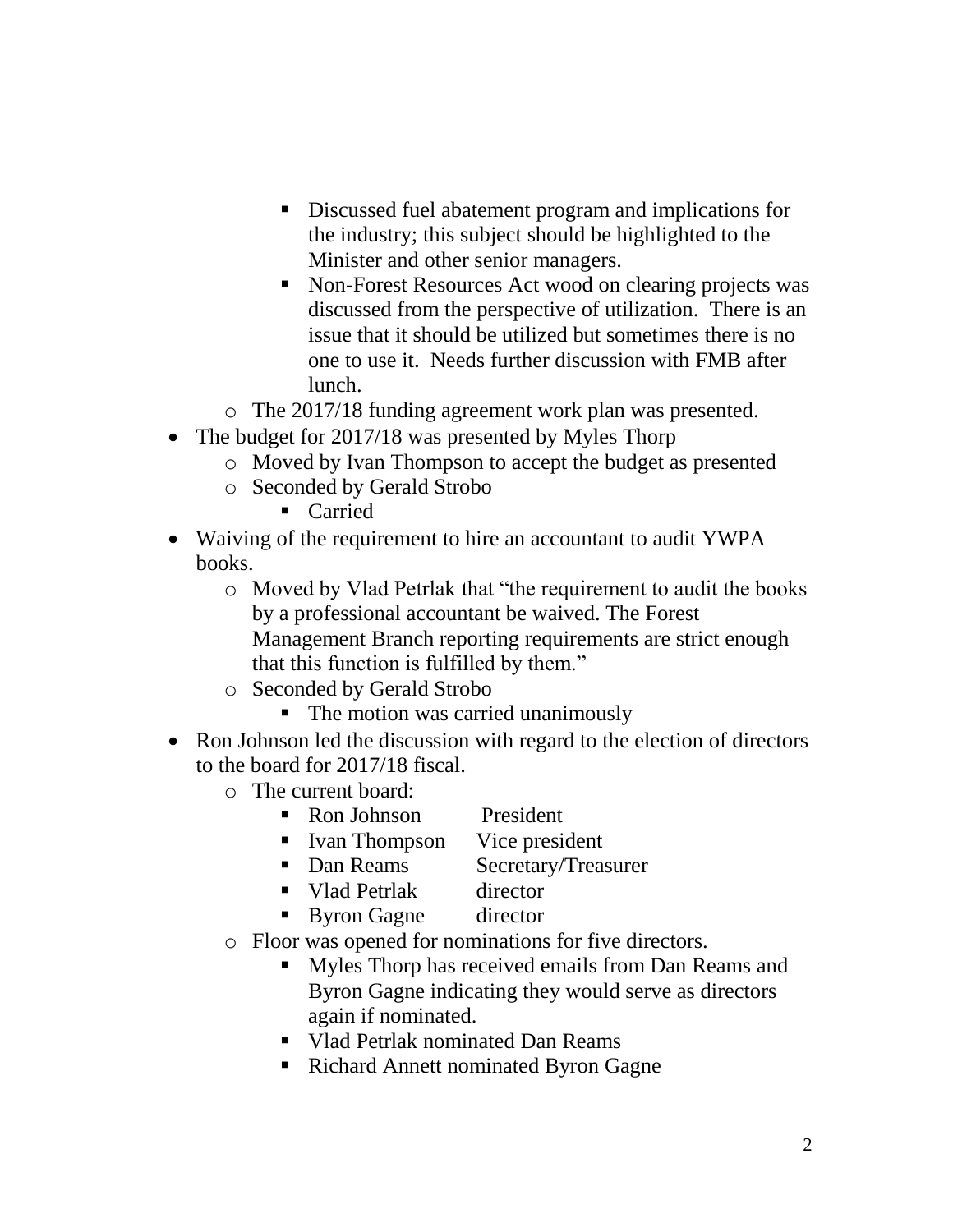- Discussed fuel abatement program and implications for the industry; this subject should be highlighted to the Minister and other senior managers.
        - Non-Forest Resources Act wood on clearing projects was discussed from the perspective of utilization. There is an issue that it should be utilized but sometimes there is no one to use it. Needs further discussion with FMB after lunch.
    - The 2017/18 funding agreement work plan was presented.
- The budget for 2017/18 was presented by Myles Thorp
    - Moved by Ivan Thompson to accept the budget as presented
    - Seconded by Gerald Strobo
        - Carried
- Waiving of the requirement to hire an accountant to audit YWPA books.
    - Moved by Vlad Petrlak that "the requirement to audit the books by a professional accountant be waived. The Forest Management Branch reporting requirements are strict enough that this function is fulfilled by them."
    - Seconded by Gerald Strobo
        - The motion was carried unanimously
- Ron Johnson led the discussion with regard to the election of directors to the board for 2017/18 fiscal.
    - The current board:
        - Ron Johnson — President
        - Ivan Thompson — Vice president
        - Dan Reams — Secretary/Treasurer
        - Vlad Petrlak — director
        - Byron Gagne — director
    - Floor was opened for nominations for five directors.
        - Myles Thorp has received emails from Dan Reams and Byron Gagne indicating they would serve as directors again if nominated.
        - Vlad Petrlak nominated Dan Reams
        - Richard Annett nominated Byron Gagne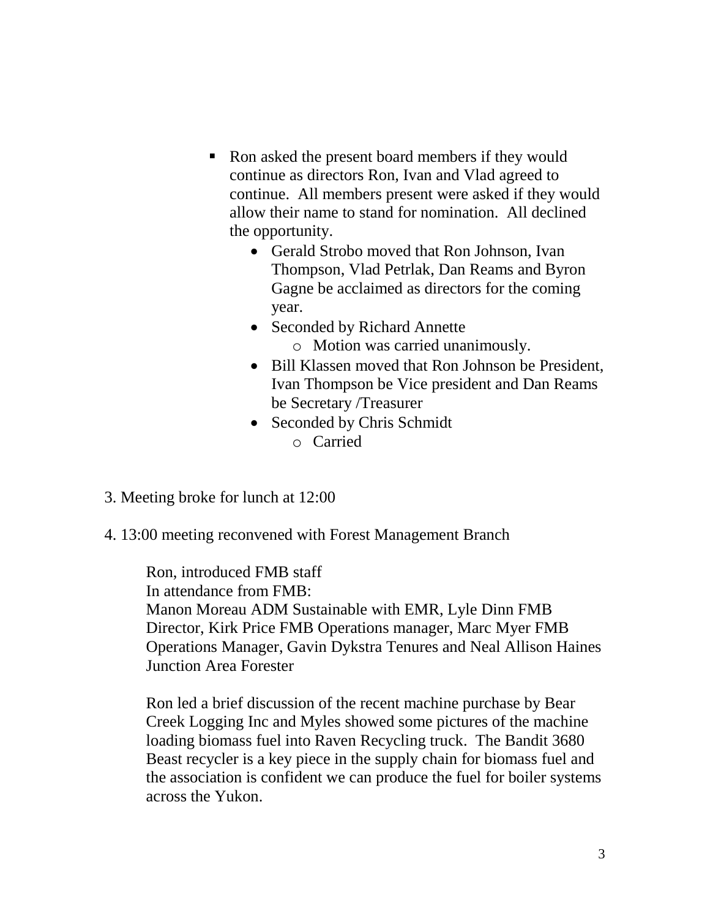- Ron asked the present board members if they would continue as directors Ron, Ivan and Vlad agreed to continue. All members present were asked if they would allow their name to stand for nomination. All declined the opportunity.
    - Gerald Strobo moved that Ron Johnson, Ivan Thompson, Vlad Petrlak, Dan Reams and Byron Gagne be acclaimed as directors for the coming year.
    - Seconded by Richard Annette
        - Motion was carried unanimously.
    - Bill Klassen moved that Ron Johnson be President, Ivan Thompson be Vice president and Dan Reams be Secretary /Treasurer
    - Seconded by Chris Schmidt
        - Carried

3. Meeting broke for lunch at 12:00

4. 13:00 meeting reconvened with Forest Management Branch

    Ron, introduced FMB staff
    In attendance from FMB:
    Manon Moreau ADM Sustainable with EMR, Lyle Dinn FMB Director, Kirk Price FMB Operations manager, Marc Myer FMB Operations Manager, Gavin Dykstra Tenures and Neal Allison Haines Junction Area Forester

    Ron led a brief discussion of the recent machine purchase by Bear Creek Logging Inc and Myles showed some pictures of the machine loading biomass fuel into Raven Recycling truck. The Bandit 3680 Beast recycler is a key piece in the supply chain for biomass fuel and the association is confident we can produce the fuel for boiler systems across the Yukon.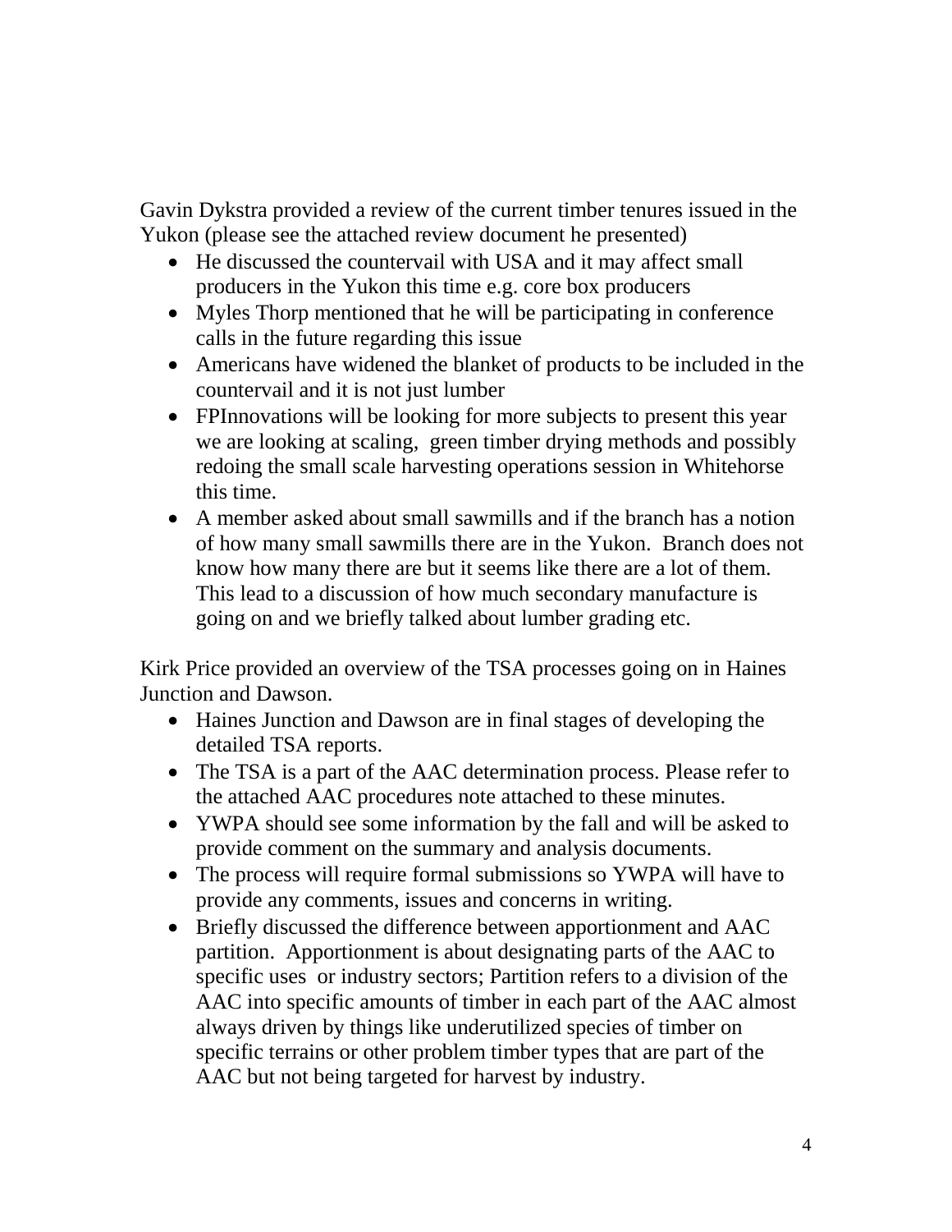Gavin Dykstra provided a review of the current timber tenures issued in the Yukon (please see the attached review document he presented)

- He discussed the countervail with USA and it may affect small producers in the Yukon this time e.g. core box producers
- Myles Thorp mentioned that he will be participating in conference calls in the future regarding this issue
- Americans have widened the blanket of products to be included in the countervail and it is not just lumber
- FPInnovations will be looking for more subjects to present this year we are looking at scaling, green timber drying methods and possibly redoing the small scale harvesting operations session in Whitehorse this time.
- A member asked about small sawmills and if the branch has a notion of how many small sawmills there are in the Yukon. Branch does not know how many there are but it seems like there are a lot of them. This lead to a discussion of how much secondary manufacture is going on and we briefly talked about lumber grading etc.

Kirk Price provided an overview of the TSA processes going on in Haines Junction and Dawson.

- Haines Junction and Dawson are in final stages of developing the detailed TSA reports.
- The TSA is a part of the AAC determination process. Please refer to the attached AAC procedures note attached to these minutes.
- YWPA should see some information by the fall and will be asked to provide comment on the summary and analysis documents.
- The process will require formal submissions so YWPA will have to provide any comments, issues and concerns in writing.
- Briefly discussed the difference between apportionment and AAC partition. Apportionment is about designating parts of the AAC to specific uses or industry sectors; Partition refers to a division of the AAC into specific amounts of timber in each part of the AAC almost always driven by things like underutilized species of timber on specific terrains or other problem timber types that are part of the AAC but not being targeted for harvest by industry.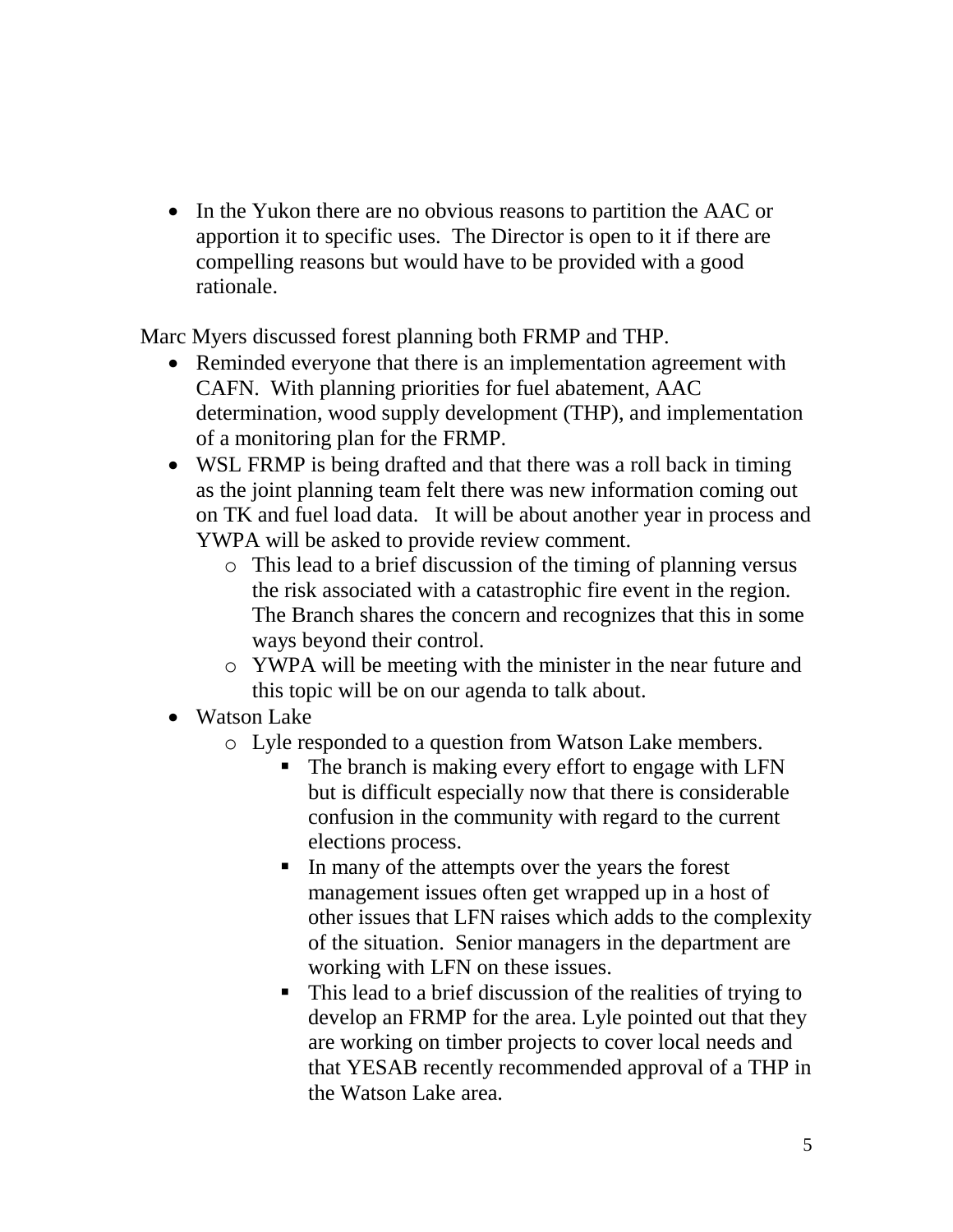- In the Yukon there are no obvious reasons to partition the AAC or apportion it to specific uses. The Director is open to it if there are compelling reasons but would have to be provided with a good rationale.

Marc Myers discussed forest planning both FRMP and THP.

- Reminded everyone that there is an implementation agreement with CAFN. With planning priorities for fuel abatement, AAC determination, wood supply development (THP), and implementation of a monitoring plan for the FRMP.
- WSL FRMP is being drafted and that there was a roll back in timing as the joint planning team felt there was new information coming out on TK and fuel load data. It will be about another year in process and YWPA will be asked to provide review comment.
  - This lead to a brief discussion of the timing of planning versus the risk associated with a catastrophic fire event in the region. The Branch shares the concern and recognizes that this in some ways beyond their control.
  - YWPA will be meeting with the minister in the near future and this topic will be on our agenda to talk about.
- Watson Lake
  - Lyle responded to a question from Watson Lake members.
    - The branch is making every effort to engage with LFN but is difficult especially now that there is considerable confusion in the community with regard to the current elections process.
    - In many of the attempts over the years the forest management issues often get wrapped up in a host of other issues that LFN raises which adds to the complexity of the situation. Senior managers in the department are working with LFN on these issues.
    - This lead to a brief discussion of the realities of trying to develop an FRMP for the area. Lyle pointed out that they are working on timber projects to cover local needs and that YESAB recently recommended approval of a THP in the Watson Lake area.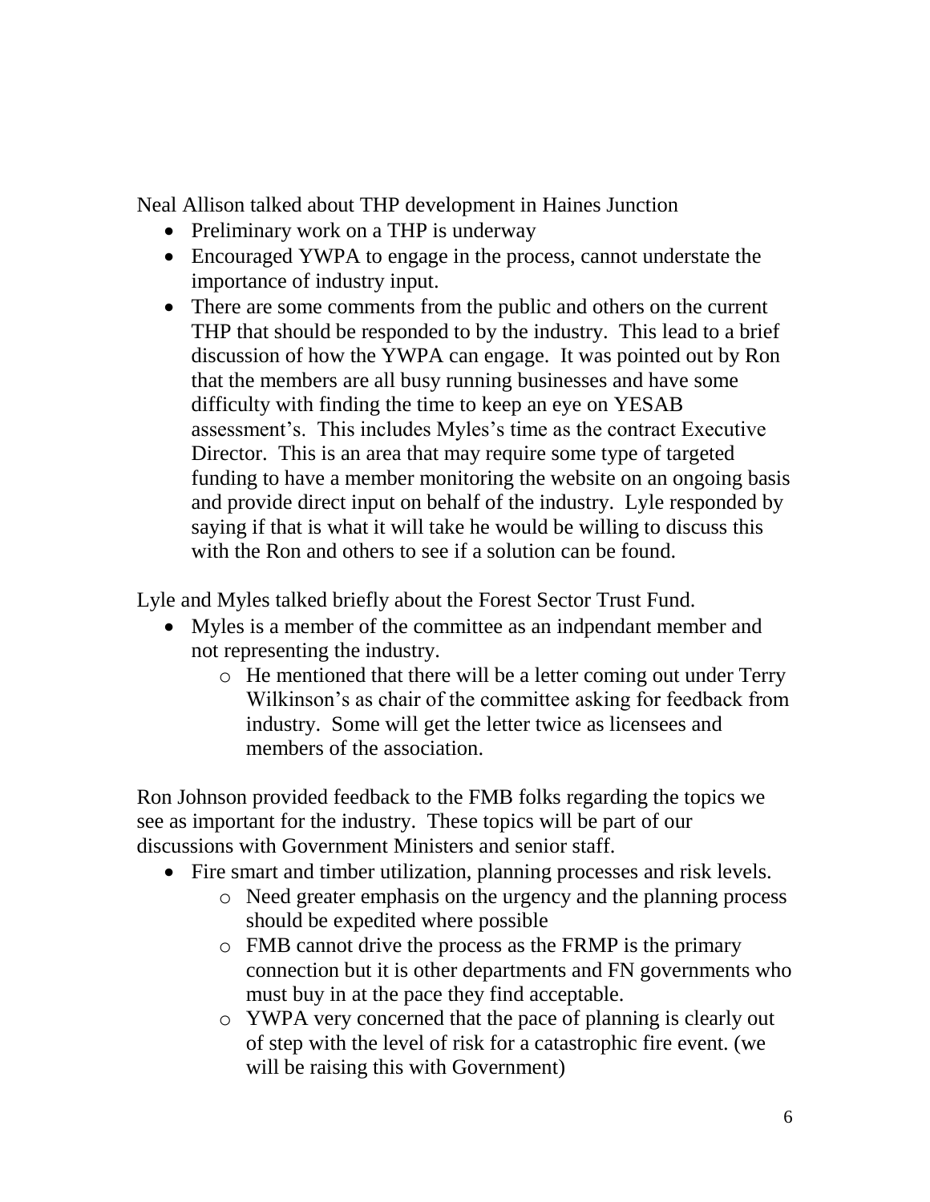Neal Allison talked about THP development in Haines Junction

- Preliminary work on a THP is underway
- Encouraged YWPA to engage in the process, cannot understate the importance of industry input.
- There are some comments from the public and others on the current THP that should be responded to by the industry. This lead to a brief discussion of how the YWPA can engage. It was pointed out by Ron that the members are all busy running businesses and have some difficulty with finding the time to keep an eye on YESAB assessment's. This includes Myles's time as the contract Executive Director. This is an area that may require some type of targeted funding to have a member monitoring the website on an ongoing basis and provide direct input on behalf of the industry. Lyle responded by saying if that is what it will take he would be willing to discuss this with the Ron and others to see if a solution can be found.

Lyle and Myles talked briefly about the Forest Sector Trust Fund.

- Myles is a member of the committee as an indpendant member and not representing the industry.
  - He mentioned that there will be a letter coming out under Terry Wilkinson's as chair of the committee asking for feedback from industry. Some will get the letter twice as licensees and members of the association.

Ron Johnson provided feedback to the FMB folks regarding the topics we see as important for the industry. These topics will be part of our discussions with Government Ministers and senior staff.

- Fire smart and timber utilization, planning processes and risk levels.
  - Need greater emphasis on the urgency and the planning process should be expedited where possible
  - FMB cannot drive the process as the FRMP is the primary connection but it is other departments and FN governments who must buy in at the pace they find acceptable.
  - YWPA very concerned that the pace of planning is clearly out of step with the level of risk for a catastrophic fire event. (we will be raising this with Government)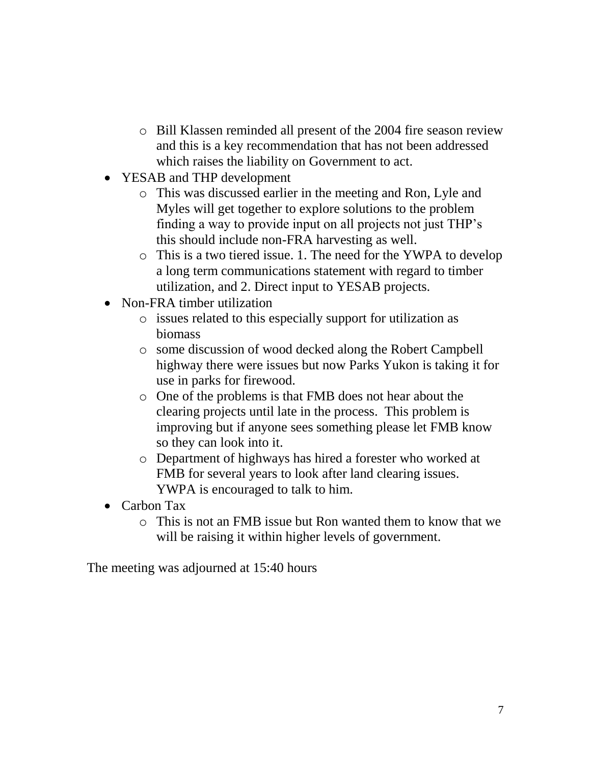- Bill Klassen reminded all present of the 2004 fire season review and this is a key recommendation that has not been addressed which raises the liability on Government to act.
- YESAB and THP development
    - This was discussed earlier in the meeting and Ron, Lyle and Myles will get together to explore solutions to the problem finding a way to provide input on all projects not just THP's this should include non-FRA harvesting as well.
    - This is a two tiered issue. 1. The need for the YWPA to develop a long term communications statement with regard to timber utilization, and 2. Direct input to YESAB projects.
- Non-FRA timber utilization
    - issues related to this especially support for utilization as biomass
    - some discussion of wood decked along the Robert Campbell highway there were issues but now Parks Yukon is taking it for use in parks for firewood.
    - One of the problems is that FMB does not hear about the clearing projects until late in the process. This problem is improving but if anyone sees something please let FMB know so they can look into it.
    - Department of highways has hired a forester who worked at FMB for several years to look after land clearing issues. YWPA is encouraged to talk to him.
- Carbon Tax
    - This is not an FMB issue but Ron wanted them to know that we will be raising it within higher levels of government.

The meeting was adjourned at 15:40 hours